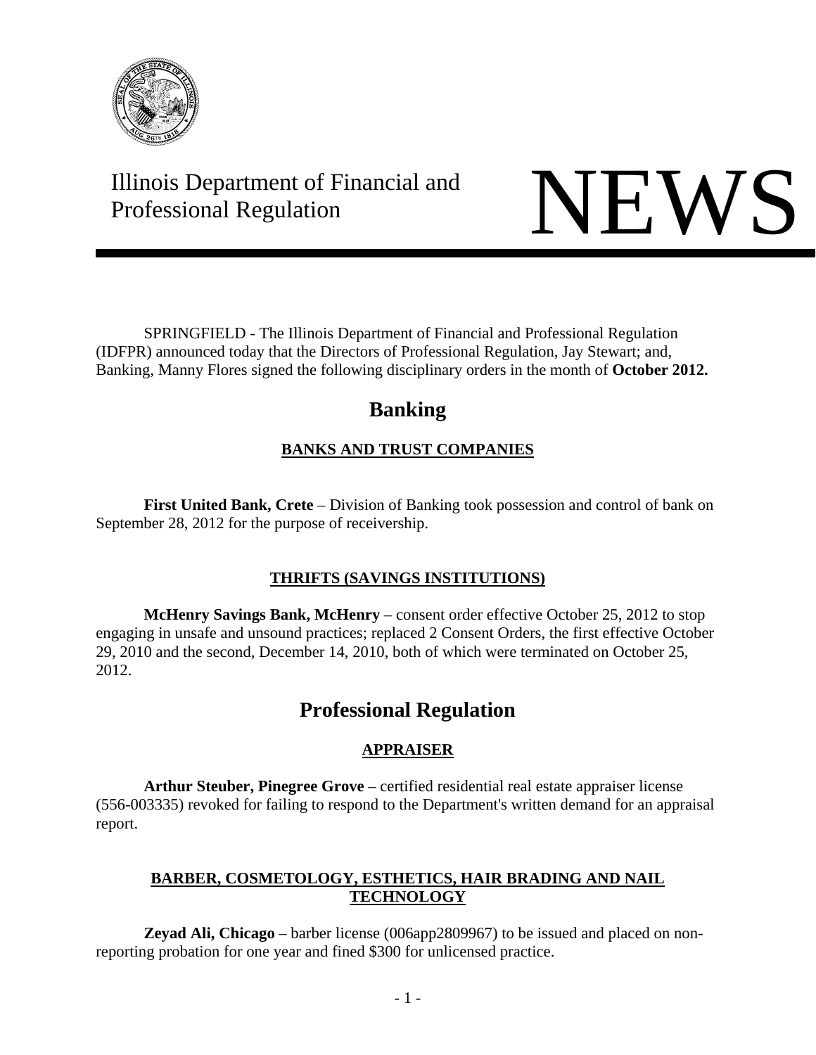Illinois Department of Financial and Professional Regulation

# NEWS

SPRINGFIELD - The Illinois Department of Financial and Professional Regulation (IDFPR) announced today that the Directors of Professional Regulation, Jay Stewart; and, Banking, Manny Flores signed the following disciplinary orders in the month of **October 2012.**

## Banking

### BANKS AND TRUST COMPANIES

**First United Bank, Crete** – Division of Banking took possession and control of bank on September 28, 2012 for the purpose of receivership.

### THRIFTS (SAVINGS INSTITUTIONS)

**McHenry Savings Bank, McHenry** – consent order effective October 25, 2012 to stop engaging in unsafe and unsound practices; replaced 2 Consent Orders, the first effective October 29, 2010 and the second, December 14, 2010, both of which were terminated on October 25, 2012.

## Professional Regulation

### APPRAISER

**Arthur Steuber, Pinegree Grove** – certified residential real estate appraiser license (556-003335) revoked for failing to respond to the Department's written demand for an appraisal report.

### BARBER, COSMETOLOGY, ESTHETICS, HAIR BRADING AND NAIL TECHNOLOGY

**Zeyad Ali, Chicago** – barber license (006app2809967) to be issued and placed on non-reporting probation for one year and fined $300 for unlicensed practice.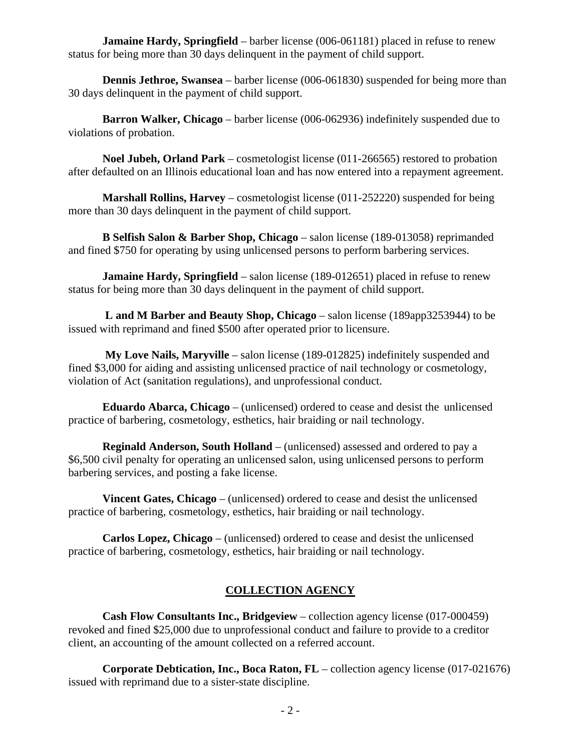**Jamaine Hardy, Springfield** – barber license (006-061181) placed in refuse to renew status for being more than 30 days delinquent in the payment of child support.

**Dennis Jethroe, Swansea** – barber license (006-061830) suspended for being more than 30 days delinquent in the payment of child support.

**Barron Walker, Chicago** – barber license (006-062936) indefinitely suspended due to violations of probation.

**Noel Jubeh, Orland Park** – cosmetologist license (011-266565) restored to probation after defaulted on an Illinois educational loan and has now entered into a repayment agreement.

**Marshall Rollins, Harvey** – cosmetologist license (011-252220) suspended for being more than 30 days delinquent in the payment of child support.

**B Selfish Salon & Barber Shop, Chicago** – salon license (189-013058) reprimanded and fined $750 for operating by using unlicensed persons to perform barbering services.

**Jamaine Hardy, Springfield** – salon license (189-012651) placed in refuse to renew status for being more than 30 days delinquent in the payment of child support.

**L and M Barber and Beauty Shop, Chicago** – salon license (189app3253944) to be issued with reprimand and fined $500 after operated prior to licensure.

**My Love Nails, Maryville** – salon license (189-012825) indefinitely suspended and fined $3,000 for aiding and assisting unlicensed practice of nail technology or cosmetology, violation of Act (sanitation regulations), and unprofessional conduct.

**Eduardo Abarca, Chicago** – (unlicensed) ordered to cease and desist the unlicensed practice of barbering, cosmetology, esthetics, hair braiding or nail technology.

**Reginald Anderson, South Holland** – (unlicensed) assessed and ordered to pay a $6,500 civil penalty for operating an unlicensed salon, using unlicensed persons to perform barbering services, and posting a fake license.

**Vincent Gates, Chicago** – (unlicensed) ordered to cease and desist the unlicensed practice of barbering, cosmetology, esthetics, hair braiding or nail technology.

**Carlos Lopez, Chicago** – (unlicensed) ordered to cease and desist the unlicensed practice of barbering, cosmetology, esthetics, hair braiding or nail technology.

## COLLECTION AGENCY

**Cash Flow Consultants Inc., Bridgeview** – collection agency license (017-000459) revoked and fined $25,000 due to unprofessional conduct and failure to provide to a creditor client, an accounting of the amount collected on a referred account.

**Corporate Debtication, Inc., Boca Raton, FL** – collection agency license (017-021676) issued with reprimand due to a sister-state discipline.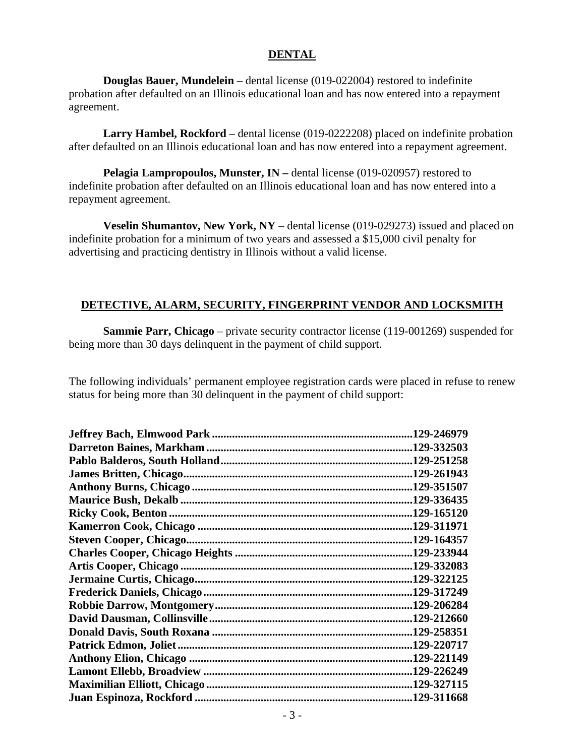## DENTAL

**Douglas Bauer, Mundelein** – dental license (019-022004) restored to indefinite probation after defaulted on an Illinois educational loan and has now entered into a repayment agreement.

**Larry Hambel, Rockford** – dental license (019-0222208) placed on indefinite probation after defaulted on an Illinois educational loan and has now entered into a repayment agreement.

**Pelagia Lampropoulos, Munster, IN –** dental license (019-020957) restored to indefinite probation after defaulted on an Illinois educational loan and has now entered into a repayment agreement.

**Veselin Shumantov, New York, NY** – dental license (019-029273) issued and placed on indefinite probation for a minimum of two years and assessed a $15,000 civil penalty for advertising and practicing dentistry in Illinois without a valid license.

## DETECTIVE, ALARM, SECURITY, FINGERPRINT VENDOR AND LOCKSMITH

**Sammie Parr, Chicago** – private security contractor license (119-001269) suspended for being more than 30 days delinquent in the payment of child support.

The following individuals' permanent employee registration cards were placed in refuse to renew status for being more than 30 delinquent in the payment of child support:

**Jeffrey Bach, Elmwood Park**..........129-246979
**Darreton Baines, Markham**..........129-332503
**Pablo Balderos, South Holland**..........129-251258
**James Britten, Chicago**..........129-261943
**Anthony Burns, Chicago**..........129-351507
**Maurice Bush, Dekalb**..........129-336435
**Ricky Cook, Benton**..........129-165120
**Kamerron Cook, Chicago**..........129-311971
**Steven Cooper, Chicago**..........129-164357
**Charles Cooper, Chicago Heights**..........129-233944
**Artis Cooper, Chicago**..........129-332083
**Jermaine Curtis, Chicago**..........129-322125
**Frederick Daniels, Chicago**..........129-317249
**Robbie Darrow, Montgomery**..........129-206284
**David Dausman, Collinsville**..........129-212660
**Donald Davis, South Roxana**..........129-258351
**Patrick Edmon, Joliet**..........129-220717
**Anthony Elion, Chicago**..........129-221149
**Lamont Ellebb, Broadview**..........129-226249
**Maximilian Elliott, Chicago**..........129-327115
**Juan Espinoza, Rockford**..........129-311668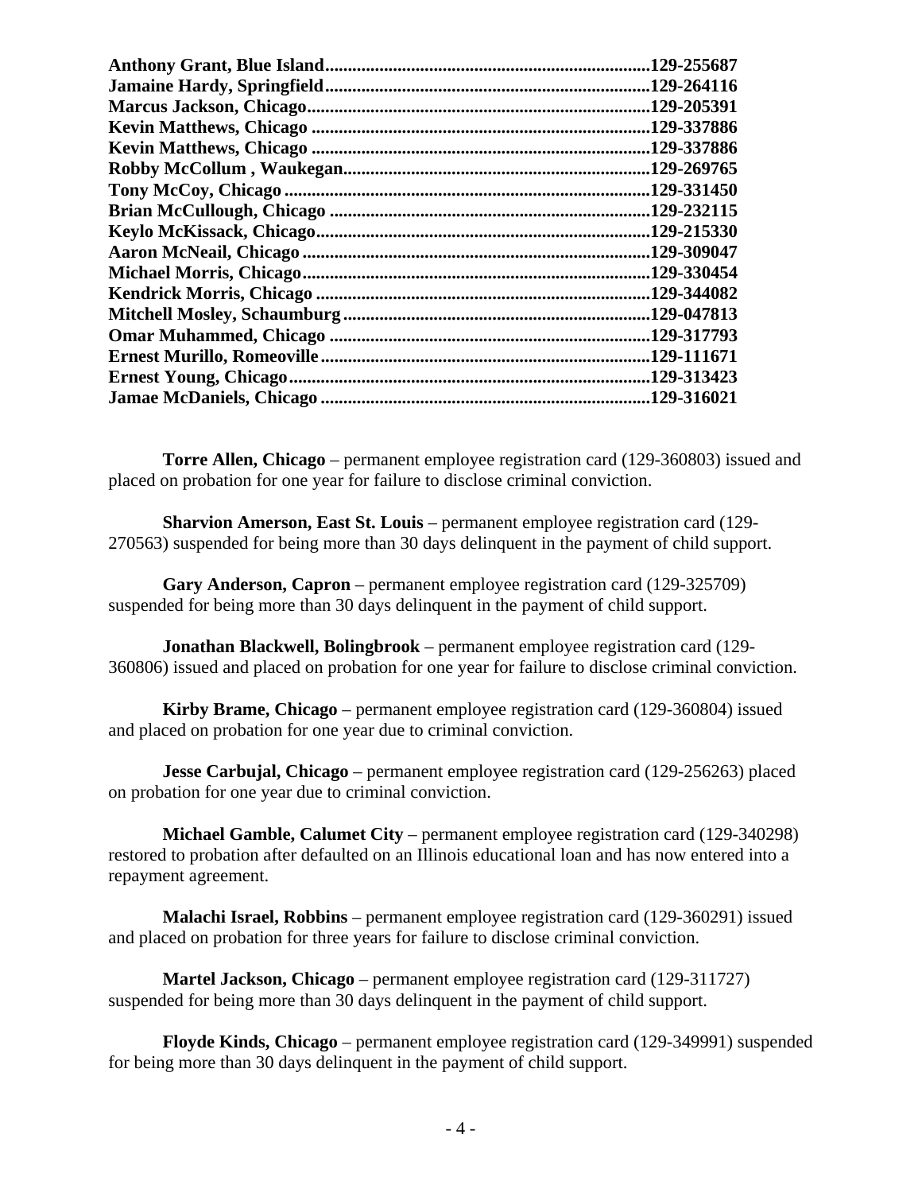**Anthony Grant, Blue Island.......................................................................129-255687**
**Jamaine Hardy, Springfield.......................................................................129-264116**
**Marcus Jackson, Chicago...........................................................................129-205391**
**Kevin Matthews, Chicago ..........................................................................129-337886**
**Kevin Matthews, Chicago ..........................................................................129-337886**
**Robby McCollum , Waukegan...................................................................129-269765**
**Tony McCoy, Chicago ...............................................................................129-331450**
**Brian McCullough, Chicago .....................................................................129-232115**
**Keylo McKissack, Chicago.........................................................................129-215330**
**Aaron McNeail, Chicago ............................................................................129-309047**
**Michael Morris, Chicago............................................................................129-330454**
**Kendrick Morris, Chicago .........................................................................129-344082**
**Mitchell Mosley, Schaumburg ..................................................................129-047813**
**Omar Muhammed, Chicago .....................................................................129-317793**
**Ernest Murillo, Romeoville.......................................................................129-111671**
**Ernest Young, Chicago...............................................................................129-313423**
**Jamae McDaniels, Chicago ........................................................................129-316021**

**Torre Allen, Chicago** – permanent employee registration card (129-360803) issued and placed on probation for one year for failure to disclose criminal conviction.

**Sharvion Amerson, East St. Louis** – permanent employee registration card (129-270563) suspended for being more than 30 days delinquent in the payment of child support.

**Gary Anderson, Capron** – permanent employee registration card (129-325709) suspended for being more than 30 days delinquent in the payment of child support.

**Jonathan Blackwell, Bolingbrook** – permanent employee registration card (129-360806) issued and placed on probation for one year for failure to disclose criminal conviction.

**Kirby Brame, Chicago** – permanent employee registration card (129-360804) issued and placed on probation for one year due to criminal conviction.

**Jesse Carbujal, Chicago** – permanent employee registration card (129-256263) placed on probation for one year due to criminal conviction.

**Michael Gamble, Calumet City** – permanent employee registration card (129-340298) restored to probation after defaulted on an Illinois educational loan and has now entered into a repayment agreement.

**Malachi Israel, Robbins** – permanent employee registration card (129-360291) issued and placed on probation for three years for failure to disclose criminal conviction.

**Martel Jackson, Chicago** – permanent employee registration card (129-311727) suspended for being more than 30 days delinquent in the payment of child support.

**Floyde Kinds, Chicago** – permanent employee registration card (129-349991) suspended for being more than 30 days delinquent in the payment of child support.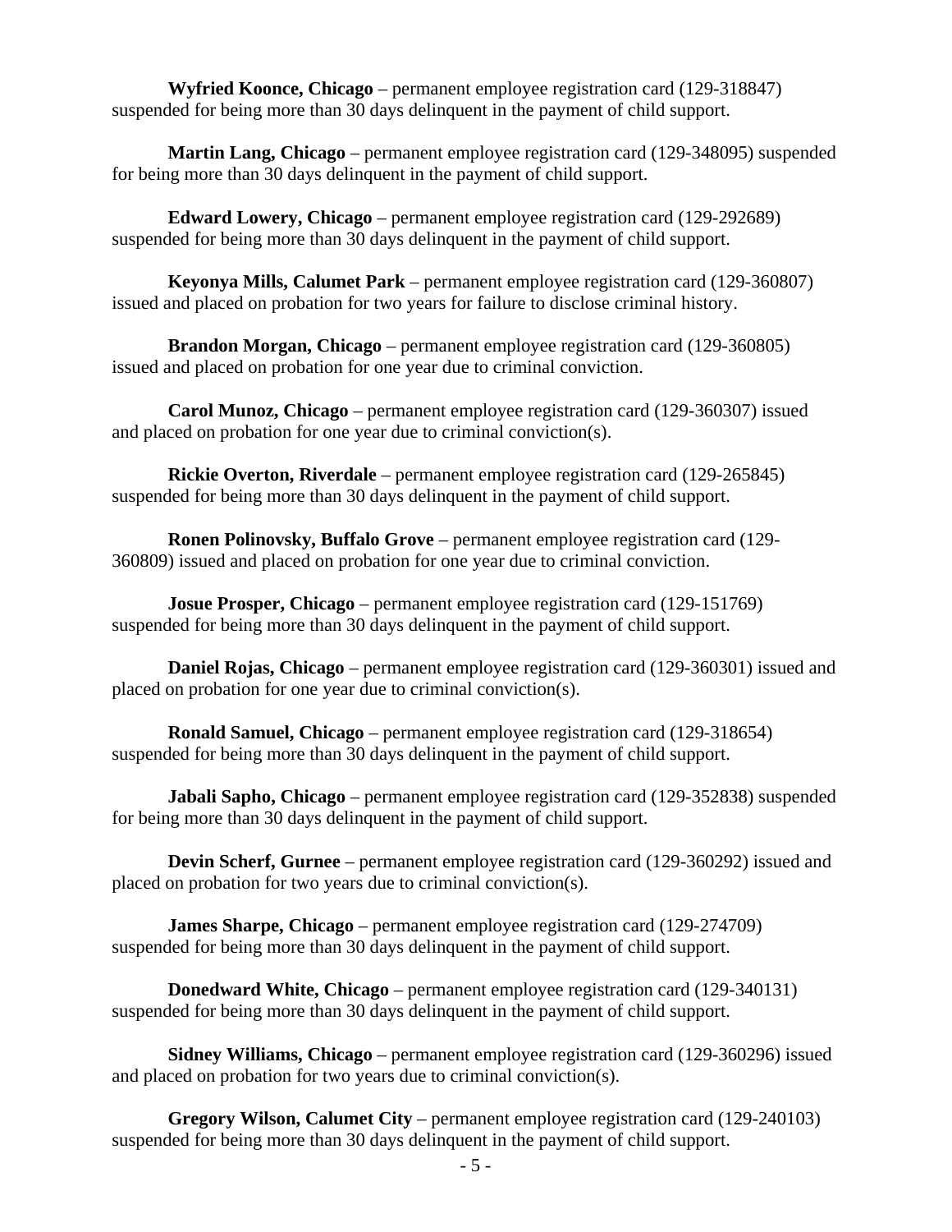**Wyfried Koonce, Chicago** – permanent employee registration card (129-318847) suspended for being more than 30 days delinquent in the payment of child support.

**Martin Lang, Chicago** – permanent employee registration card (129-348095) suspended for being more than 30 days delinquent in the payment of child support.

**Edward Lowery, Chicago** – permanent employee registration card (129-292689) suspended for being more than 30 days delinquent in the payment of child support.

**Keyonya Mills, Calumet Park** – permanent employee registration card (129-360807) issued and placed on probation for two years for failure to disclose criminal history.

**Brandon Morgan, Chicago** – permanent employee registration card (129-360805) issued and placed on probation for one year due to criminal conviction.

**Carol Munoz, Chicago** – permanent employee registration card (129-360307) issued and placed on probation for one year due to criminal conviction(s).

**Rickie Overton, Riverdale** – permanent employee registration card (129-265845) suspended for being more than 30 days delinquent in the payment of child support.

**Ronen Polinovsky, Buffalo Grove** – permanent employee registration card (129-360809) issued and placed on probation for one year due to criminal conviction.

**Josue Prosper, Chicago** – permanent employee registration card (129-151769) suspended for being more than 30 days delinquent in the payment of child support.

**Daniel Rojas, Chicago** – permanent employee registration card (129-360301) issued and placed on probation for one year due to criminal conviction(s).

**Ronald Samuel, Chicago** – permanent employee registration card (129-318654) suspended for being more than 30 days delinquent in the payment of child support.

**Jabali Sapho, Chicago** – permanent employee registration card (129-352838) suspended for being more than 30 days delinquent in the payment of child support.

**Devin Scherf, Gurnee** – permanent employee registration card (129-360292) issued and placed on probation for two years due to criminal conviction(s).

**James Sharpe, Chicago** – permanent employee registration card (129-274709) suspended for being more than 30 days delinquent in the payment of child support.

**Donedward White, Chicago** – permanent employee registration card (129-340131) suspended for being more than 30 days delinquent in the payment of child support.

**Sidney Williams, Chicago** – permanent employee registration card (129-360296) issued and placed on probation for two years due to criminal conviction(s).

**Gregory Wilson, Calumet City** – permanent employee registration card (129-240103) suspended for being more than 30 days delinquent in the payment of child support.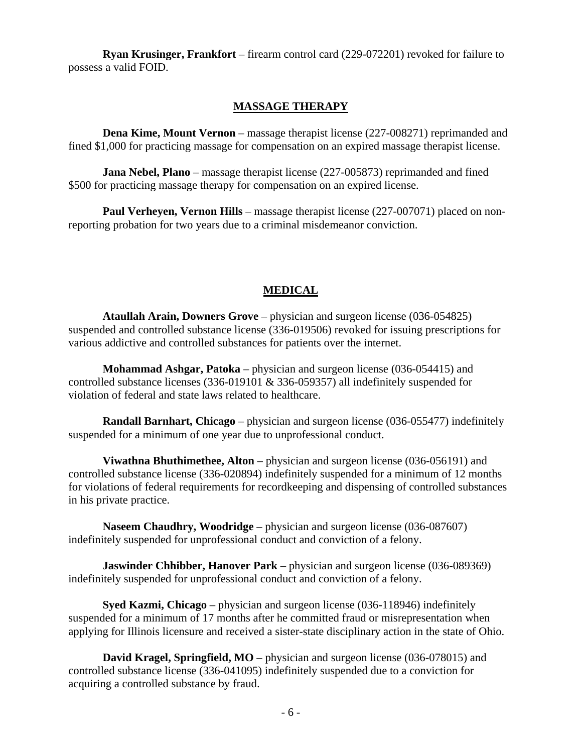**Ryan Krusinger, Frankfort** – firearm control card (229-072201) revoked for failure to possess a valid FOID.

## MASSAGE THERAPY

**Dena Kime, Mount Vernon** – massage therapist license (227-008271) reprimanded and fined $1,000 for practicing massage for compensation on an expired massage therapist license.

**Jana Nebel, Plano** – massage therapist license (227-005873) reprimanded and fined $500 for practicing massage therapy for compensation on an expired license.

**Paul Verheyen, Vernon Hills** – massage therapist license (227-007071) placed on non-reporting probation for two years due to a criminal misdemeanor conviction.

## MEDICAL

**Ataullah Arain, Downers Grove** – physician and surgeon license (036-054825) suspended and controlled substance license (336-019506) revoked for issuing prescriptions for various addictive and controlled substances for patients over the internet.

**Mohammad Ashgar, Patoka** – physician and surgeon license (036-054415) and controlled substance licenses (336-019101 & 336-059357) all indefinitely suspended for violation of federal and state laws related to healthcare.

**Randall Barnhart, Chicago** – physician and surgeon license (036-055477) indefinitely suspended for a minimum of one year due to unprofessional conduct.

**Viwathna Bhuthimethee, Alton** – physician and surgeon license (036-056191) and controlled substance license (336-020894) indefinitely suspended for a minimum of 12 months for violations of federal requirements for recordkeeping and dispensing of controlled substances in his private practice.

**Naseem Chaudhry, Woodridge** – physician and surgeon license (036-087607) indefinitely suspended for unprofessional conduct and conviction of a felony.

**Jaswinder Chhibber, Hanover Park** – physician and surgeon license (036-089369) indefinitely suspended for unprofessional conduct and conviction of a felony.

**Syed Kazmi, Chicago** – physician and surgeon license (036-118946) indefinitely suspended for a minimum of 17 months after he committed fraud or misrepresentation when applying for Illinois licensure and received a sister-state disciplinary action in the state of Ohio.

**David Kragel, Springfield, MO** – physician and surgeon license (036-078015) and controlled substance license (336-041095) indefinitely suspended due to a conviction for acquiring a controlled substance by fraud.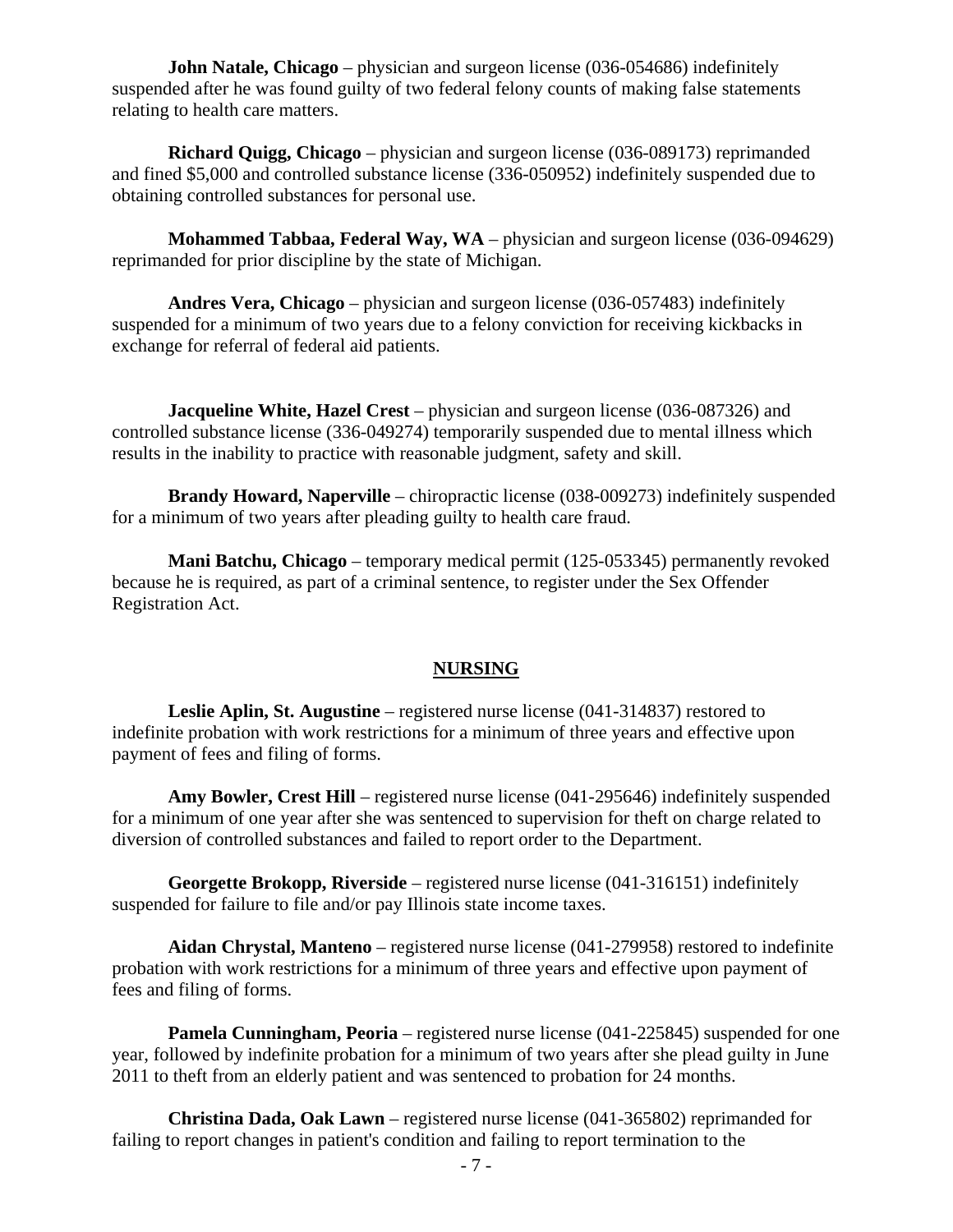**John Natale, Chicago** – physician and surgeon license (036-054686) indefinitely suspended after he was found guilty of two federal felony counts of making false statements relating to health care matters.

**Richard Quigg, Chicago** – physician and surgeon license (036-089173) reprimanded and fined $5,000 and controlled substance license (336-050952) indefinitely suspended due to obtaining controlled substances for personal use.

**Mohammed Tabbaa, Federal Way, WA** – physician and surgeon license (036-094629) reprimanded for prior discipline by the state of Michigan.

**Andres Vera, Chicago** – physician and surgeon license (036-057483) indefinitely suspended for a minimum of two years due to a felony conviction for receiving kickbacks in exchange for referral of federal aid patients.

**Jacqueline White, Hazel Crest** – physician and surgeon license (036-087326) and controlled substance license (336-049274) temporarily suspended due to mental illness which results in the inability to practice with reasonable judgment, safety and skill.

**Brandy Howard, Naperville** – chiropractic license (038-009273) indefinitely suspended for a minimum of two years after pleading guilty to health care fraud.

**Mani Batchu, Chicago** – temporary medical permit (125-053345) permanently revoked because he is required, as part of a criminal sentence, to register under the Sex Offender Registration Act.

## NURSING

**Leslie Aplin, St. Augustine** – registered nurse license (041-314837) restored to indefinite probation with work restrictions for a minimum of three years and effective upon payment of fees and filing of forms.

**Amy Bowler, Crest Hill** – registered nurse license (041-295646) indefinitely suspended for a minimum of one year after she was sentenced to supervision for theft on charge related to diversion of controlled substances and failed to report order to the Department.

**Georgette Brokopp, Riverside** – registered nurse license (041-316151) indefinitely suspended for failure to file and/or pay Illinois state income taxes.

**Aidan Chrystal, Manteno** – registered nurse license (041-279958) restored to indefinite probation with work restrictions for a minimum of three years and effective upon payment of fees and filing of forms.

**Pamela Cunningham, Peoria** – registered nurse license (041-225845) suspended for one year, followed by indefinite probation for a minimum of two years after she plead guilty in June 2011 to theft from an elderly patient and was sentenced to probation for 24 months.

**Christina Dada, Oak Lawn** – registered nurse license (041-365802) reprimanded for failing to report changes in patient's condition and failing to report termination to the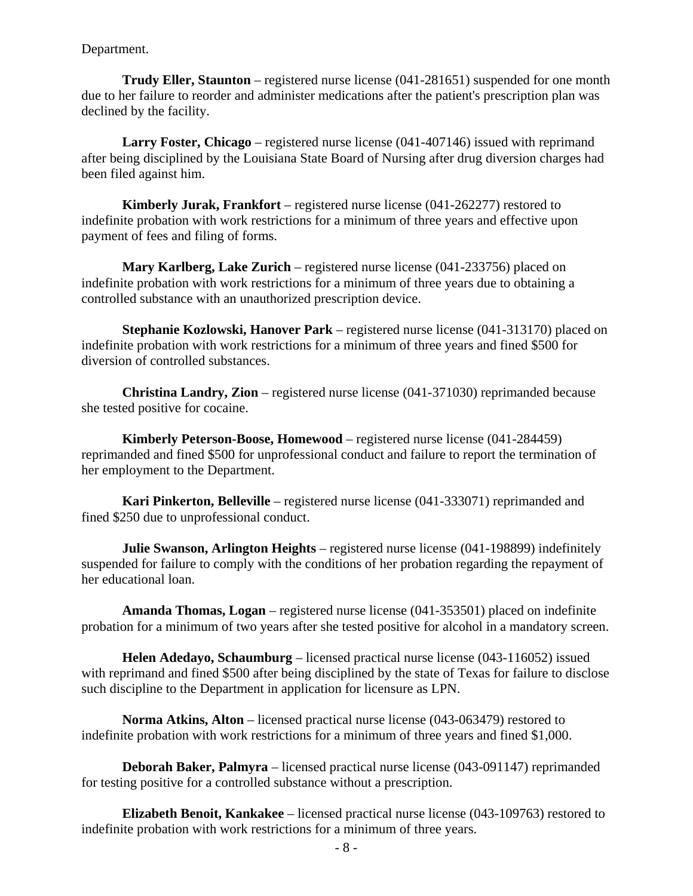Department.

**Trudy Eller, Staunton** – registered nurse license (041-281651) suspended for one month due to her failure to reorder and administer medications after the patient's prescription plan was declined by the facility.

**Larry Foster, Chicago** – registered nurse license (041-407146) issued with reprimand after being disciplined by the Louisiana State Board of Nursing after drug diversion charges had been filed against him.

**Kimberly Jurak, Frankfort** – registered nurse license (041-262277) restored to indefinite probation with work restrictions for a minimum of three years and effective upon payment of fees and filing of forms.

**Mary Karlberg, Lake Zurich** – registered nurse license (041-233756) placed on indefinite probation with work restrictions for a minimum of three years due to obtaining a controlled substance with an unauthorized prescription device.

**Stephanie Kozlowski, Hanover Park** – registered nurse license (041-313170) placed on indefinite probation with work restrictions for a minimum of three years and fined $500 for diversion of controlled substances.

**Christina Landry, Zion** – registered nurse license (041-371030) reprimanded because she tested positive for cocaine.

**Kimberly Peterson-Boose, Homewood** – registered nurse license (041-284459) reprimanded and fined $500 for unprofessional conduct and failure to report the termination of her employment to the Department.

**Kari Pinkerton, Belleville** – registered nurse license (041-333071) reprimanded and fined $250 due to unprofessional conduct.

**Julie Swanson, Arlington Heights** – registered nurse license (041-198899) indefinitely suspended for failure to comply with the conditions of her probation regarding the repayment of her educational loan.

**Amanda Thomas, Logan** – registered nurse license (041-353501) placed on indefinite probation for a minimum of two years after she tested positive for alcohol in a mandatory screen.

**Helen Adedayo, Schaumburg** – licensed practical nurse license (043-116052) issued with reprimand and fined $500 after being disciplined by the state of Texas for failure to disclose such discipline to the Department in application for licensure as LPN.

**Norma Atkins, Alton** – licensed practical nurse license (043-063479) restored to indefinite probation with work restrictions for a minimum of three years and fined $1,000.

**Deborah Baker, Palmyra** – licensed practical nurse license (043-091147) reprimanded for testing positive for a controlled substance without a prescription.

**Elizabeth Benoit, Kankakee** – licensed practical nurse license (043-109763) restored to indefinite probation with work restrictions for a minimum of three years.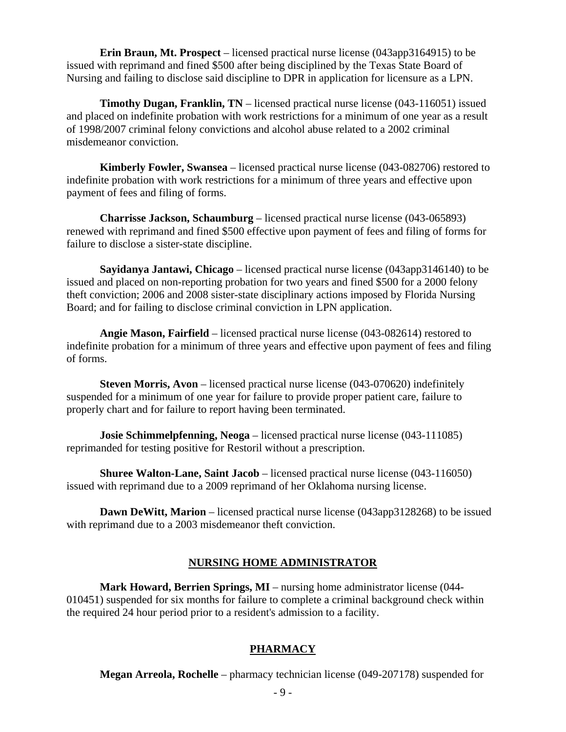**Erin Braun, Mt. Prospect** – licensed practical nurse license (043app3164915) to be issued with reprimand and fined $500 after being disciplined by the Texas State Board of Nursing and failing to disclose said discipline to DPR in application for licensure as a LPN.

**Timothy Dugan, Franklin, TN** – licensed practical nurse license (043-116051) issued and placed on indefinite probation with work restrictions for a minimum of one year as a result of 1998/2007 criminal felony convictions and alcohol abuse related to a 2002 criminal misdemeanor conviction.

**Kimberly Fowler, Swansea** – licensed practical nurse license (043-082706) restored to indefinite probation with work restrictions for a minimum of three years and effective upon payment of fees and filing of forms.

**Charrisse Jackson, Schaumburg** – licensed practical nurse license (043-065893) renewed with reprimand and fined $500 effective upon payment of fees and filing of forms for failure to disclose a sister-state discipline.

**Sayidanya Jantawi, Chicago** – licensed practical nurse license (043app3146140) to be issued and placed on non-reporting probation for two years and fined $500 for a 2000 felony theft conviction; 2006 and 2008 sister-state disciplinary actions imposed by Florida Nursing Board; and for failing to disclose criminal conviction in LPN application.

**Angie Mason, Fairfield** – licensed practical nurse license (043-082614) restored to indefinite probation for a minimum of three years and effective upon payment of fees and filing of forms.

**Steven Morris, Avon** – licensed practical nurse license (043-070620) indefinitely suspended for a minimum of one year for failure to provide proper patient care, failure to properly chart and for failure to report having been terminated.

**Josie Schimmelpfenning, Neoga** – licensed practical nurse license (043-111085) reprimanded for testing positive for Restoril without a prescription.

**Shuree Walton-Lane, Saint Jacob** – licensed practical nurse license (043-116050) issued with reprimand due to a 2009 reprimand of her Oklahoma nursing license.

**Dawn DeWitt, Marion** – licensed practical nurse license (043app3128268) to be issued with reprimand due to a 2003 misdemeanor theft conviction.

## NURSING HOME ADMINISTRATOR

**Mark Howard, Berrien Springs, MI** – nursing home administrator license (044-010451) suspended for six months for failure to complete a criminal background check within the required 24 hour period prior to a resident's admission to a facility.

## PHARMACY

**Megan Arreola, Rochelle** – pharmacy technician license (049-207178) suspended for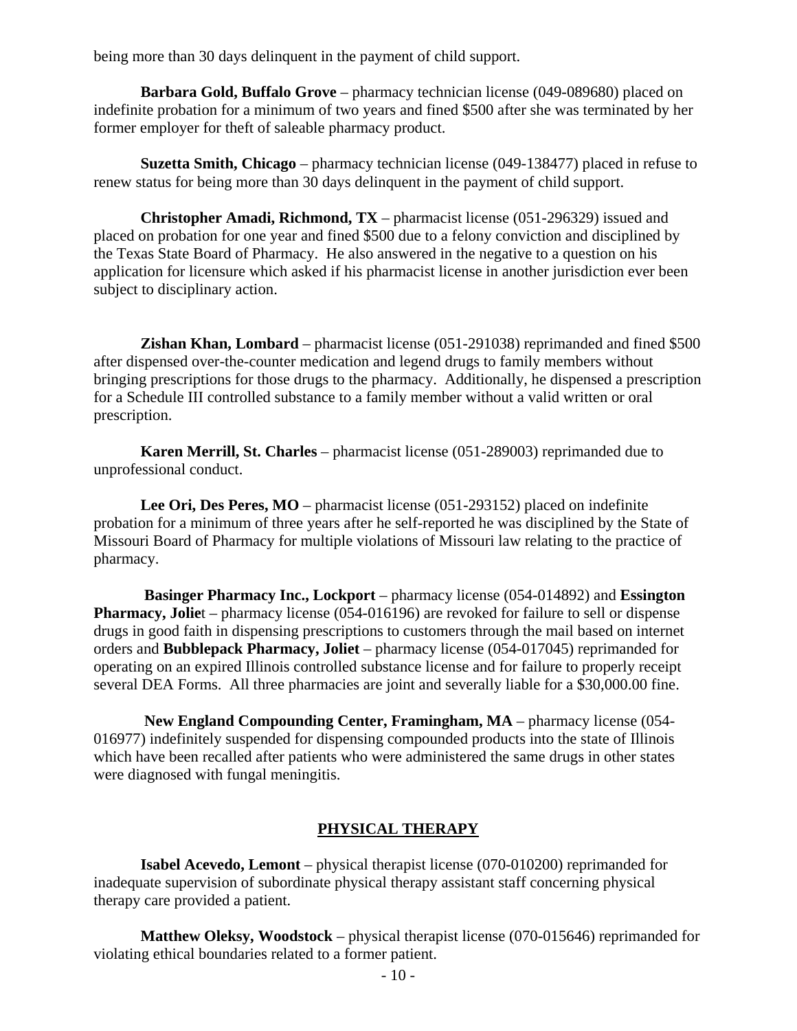being more than 30 days delinquent in the payment of child support.

**Barbara Gold, Buffalo Grove** – pharmacy technician license (049-089680) placed on indefinite probation for a minimum of two years and fined $500 after she was terminated by her former employer for theft of saleable pharmacy product.

**Suzetta Smith, Chicago** – pharmacy technician license (049-138477) placed in refuse to renew status for being more than 30 days delinquent in the payment of child support.

**Christopher Amadi, Richmond, TX** – pharmacist license (051-296329) issued and placed on probation for one year and fined $500 due to a felony conviction and disciplined by the Texas State Board of Pharmacy. He also answered in the negative to a question on his application for licensure which asked if his pharmacist license in another jurisdiction ever been subject to disciplinary action.

**Zishan Khan, Lombard** – pharmacist license (051-291038) reprimanded and fined $500 after dispensed over-the-counter medication and legend drugs to family members without bringing prescriptions for those drugs to the pharmacy. Additionally, he dispensed a prescription for a Schedule III controlled substance to a family member without a valid written or oral prescription.

**Karen Merrill, St. Charles** – pharmacist license (051-289003) reprimanded due to unprofessional conduct.

**Lee Ori, Des Peres, MO** – pharmacist license (051-293152) placed on indefinite probation for a minimum of three years after he self-reported he was disciplined by the State of Missouri Board of Pharmacy for multiple violations of Missouri law relating to the practice of pharmacy.

**Basinger Pharmacy Inc., Lockport** – pharmacy license (054-014892) and **Essington Pharmacy, Joliet** – pharmacy license (054-016196) are revoked for failure to sell or dispense drugs in good faith in dispensing prescriptions to customers through the mail based on internet orders and **Bubblepack Pharmacy, Joliet** – pharmacy license (054-017045) reprimanded for operating on an expired Illinois controlled substance license and for failure to properly receipt several DEA Forms. All three pharmacies are joint and severally liable for a $30,000.00 fine.

**New England Compounding Center, Framingham, MA** – pharmacy license (054-016977) indefinitely suspended for dispensing compounded products into the state of Illinois which have been recalled after patients who were administered the same drugs in other states were diagnosed with fungal meningitis.

## PHYSICAL THERAPY

**Isabel Acevedo, Lemont** – physical therapist license (070-010200) reprimanded for inadequate supervision of subordinate physical therapy assistant staff concerning physical therapy care provided a patient.

**Matthew Oleksy, Woodstock** – physical therapist license (070-015646) reprimanded for violating ethical boundaries related to a former patient.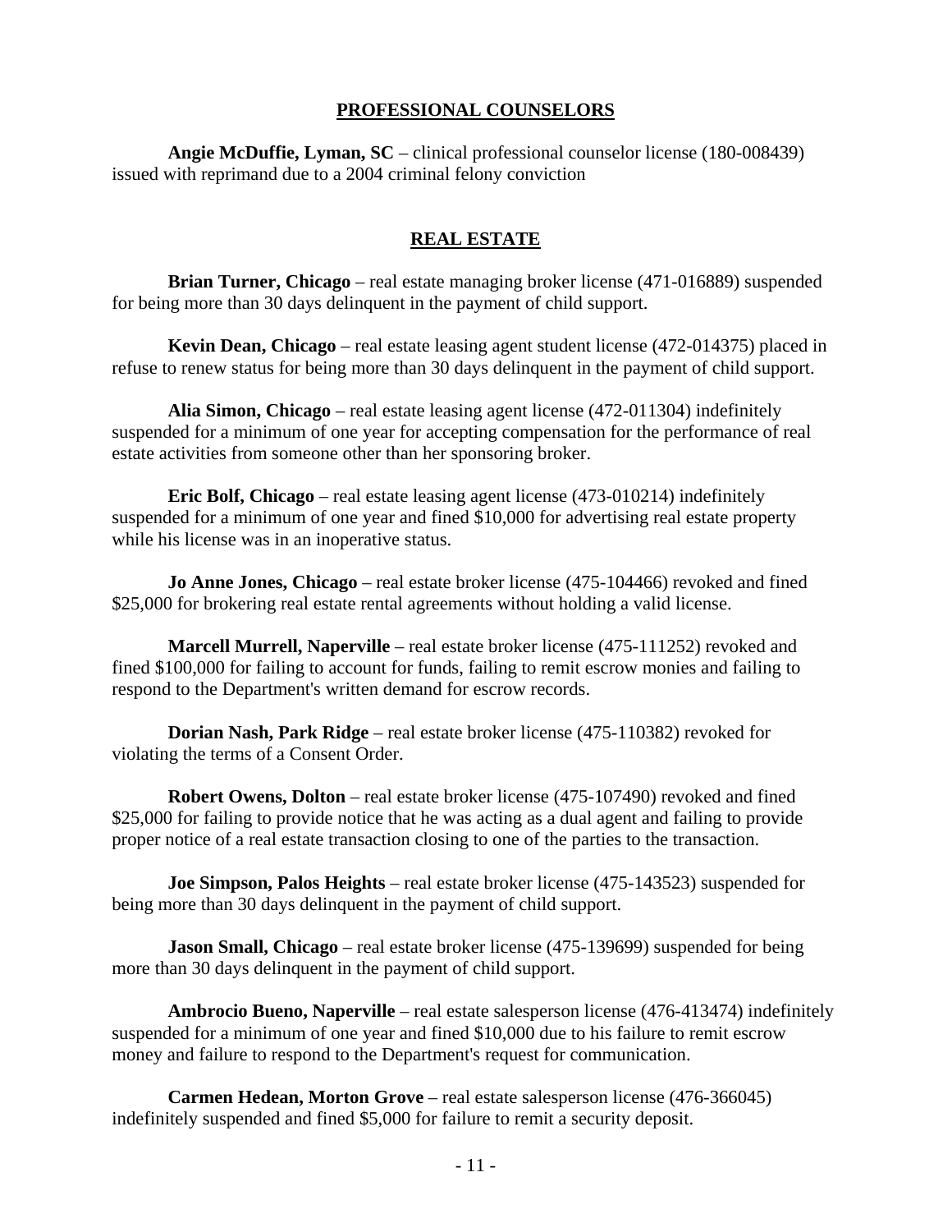## PROFESSIONAL COUNSELORS

**Angie McDuffie, Lyman, SC** – clinical professional counselor license (180-008439) issued with reprimand due to a 2004 criminal felony conviction

## REAL ESTATE

**Brian Turner, Chicago** – real estate managing broker license (471-016889) suspended for being more than 30 days delinquent in the payment of child support.

**Kevin Dean, Chicago** – real estate leasing agent student license (472-014375) placed in refuse to renew status for being more than 30 days delinquent in the payment of child support.

**Alia Simon, Chicago** – real estate leasing agent license (472-011304) indefinitely suspended for a minimum of one year for accepting compensation for the performance of real estate activities from someone other than her sponsoring broker.

**Eric Bolf, Chicago** – real estate leasing agent license (473-010214) indefinitely suspended for a minimum of one year and fined $10,000 for advertising real estate property while his license was in an inoperative status.

**Jo Anne Jones, Chicago** – real estate broker license (475-104466) revoked and fined $25,000 for brokering real estate rental agreements without holding a valid license.

**Marcell Murrell, Naperville** – real estate broker license (475-111252) revoked and fined $100,000 for failing to account for funds, failing to remit escrow monies and failing to respond to the Department's written demand for escrow records.

**Dorian Nash, Park Ridge** – real estate broker license (475-110382) revoked for violating the terms of a Consent Order.

**Robert Owens, Dolton** – real estate broker license (475-107490) revoked and fined $25,000 for failing to provide notice that he was acting as a dual agent and failing to provide proper notice of a real estate transaction closing to one of the parties to the transaction.

**Joe Simpson, Palos Heights** – real estate broker license (475-143523) suspended for being more than 30 days delinquent in the payment of child support.

**Jason Small, Chicago** – real estate broker license (475-139699) suspended for being more than 30 days delinquent in the payment of child support.

**Ambrocio Bueno, Naperville** – real estate salesperson license (476-413474) indefinitely suspended for a minimum of one year and fined $10,000 due to his failure to remit escrow money and failure to respond to the Department's request for communication.

**Carmen Hedean, Morton Grove** – real estate salesperson license (476-366045) indefinitely suspended and fined $5,000 for failure to remit a security deposit.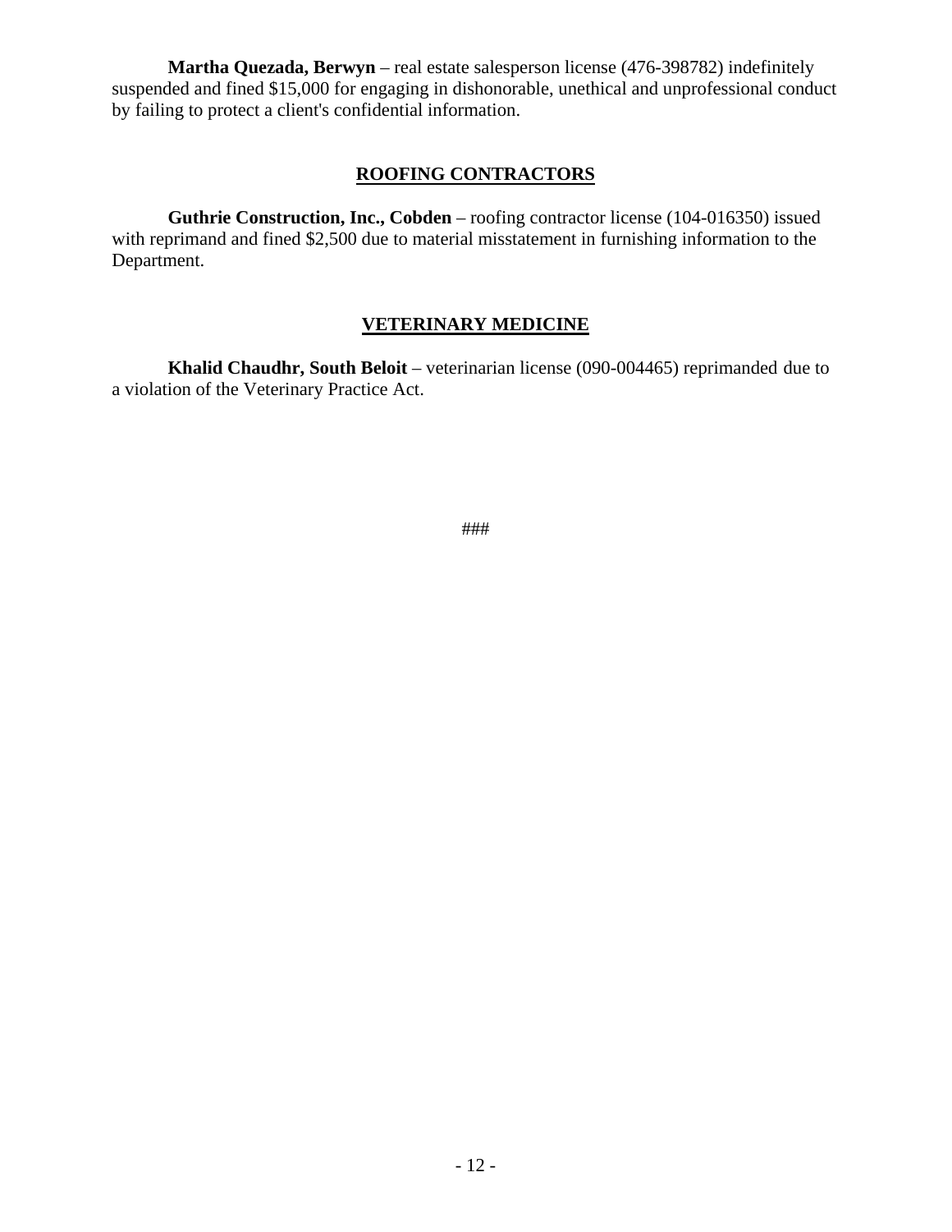**Martha Quezada, Berwyn** – real estate salesperson license (476-398782) indefinitely suspended and fined $15,000 for engaging in dishonorable, unethical and unprofessional conduct by failing to protect a client's confidential information.

## ROOFING CONTRACTORS

**Guthrie Construction, Inc., Cobden** – roofing contractor license (104-016350) issued with reprimand and fined $2,500 due to material misstatement in furnishing information to the Department.

## VETERINARY MEDICINE

**Khalid Chaudhr, South Beloit** – veterinarian license (090-004465) reprimanded due to a violation of the Veterinary Practice Act.

###